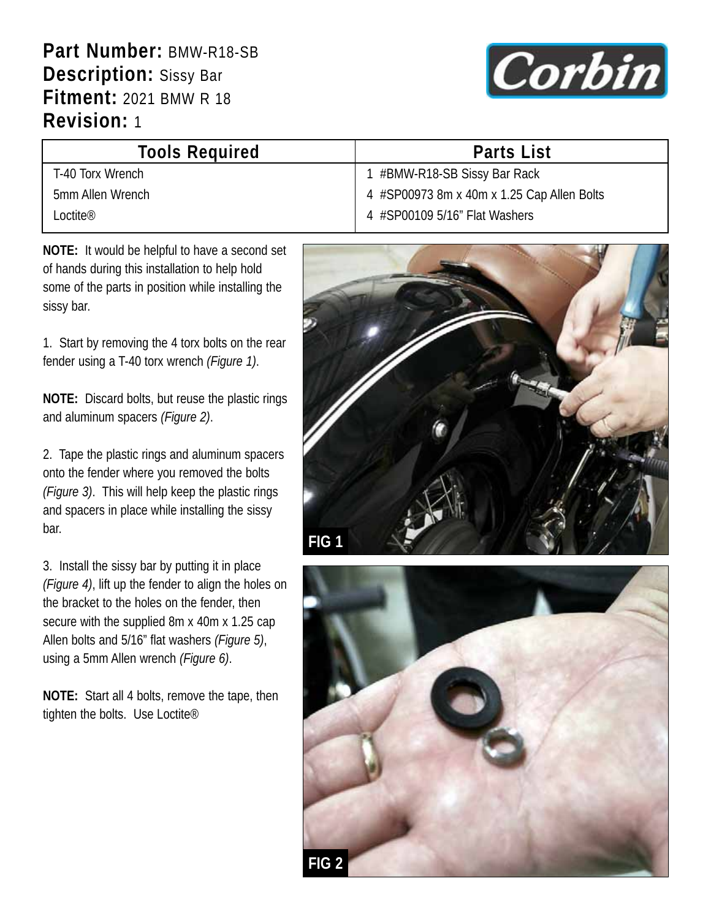**Part Number:** BMW-R18-SB
**Description:** Sissy Bar
**Fitment:** 2021 BMW R 18
**Revision:** 1

| Tools Required | Parts List |
| --- | --- |
| T-40 Torx Wrench | 1 #BMW-R18-SB Sissy Bar Rack |
| 5mm Allen Wrench | 4 #SP00973 8m x 40m x 1.25 Cap Allen Bolts |
| Loctite® | 4 #SP00109 5/16" Flat Washers |

**NOTE:** It would be helpful to have a second set of hands during this installation to help hold some of the parts in position while installing the sissy bar.

1. Start by removing the 4 torx bolts on the rear fender using a T-40 torx wrench *(Figure 1)*.

**NOTE:** Discard bolts, but reuse the plastic rings and aluminum spacers *(Figure 2)*.

2. Tape the plastic rings and aluminum spacers onto the fender where you removed the bolts *(Figure 3)*. This will help keep the plastic rings and spacers in place while installing the sissy bar.

3. Install the sissy bar by putting it in place *(Figure 4)*, lift up the fender to align the holes on the bracket to the holes on the fender, then secure with the supplied 8m x 40m x 1.25 cap Allen bolts and 5/16" flat washers *(Figure 5)*, using a 5mm Allen wrench *(Figure 6)*.

**NOTE:** Start all 4 bolts, remove the tape, then tighten the bolts. Use Loctite®

FIG 1

FIG 2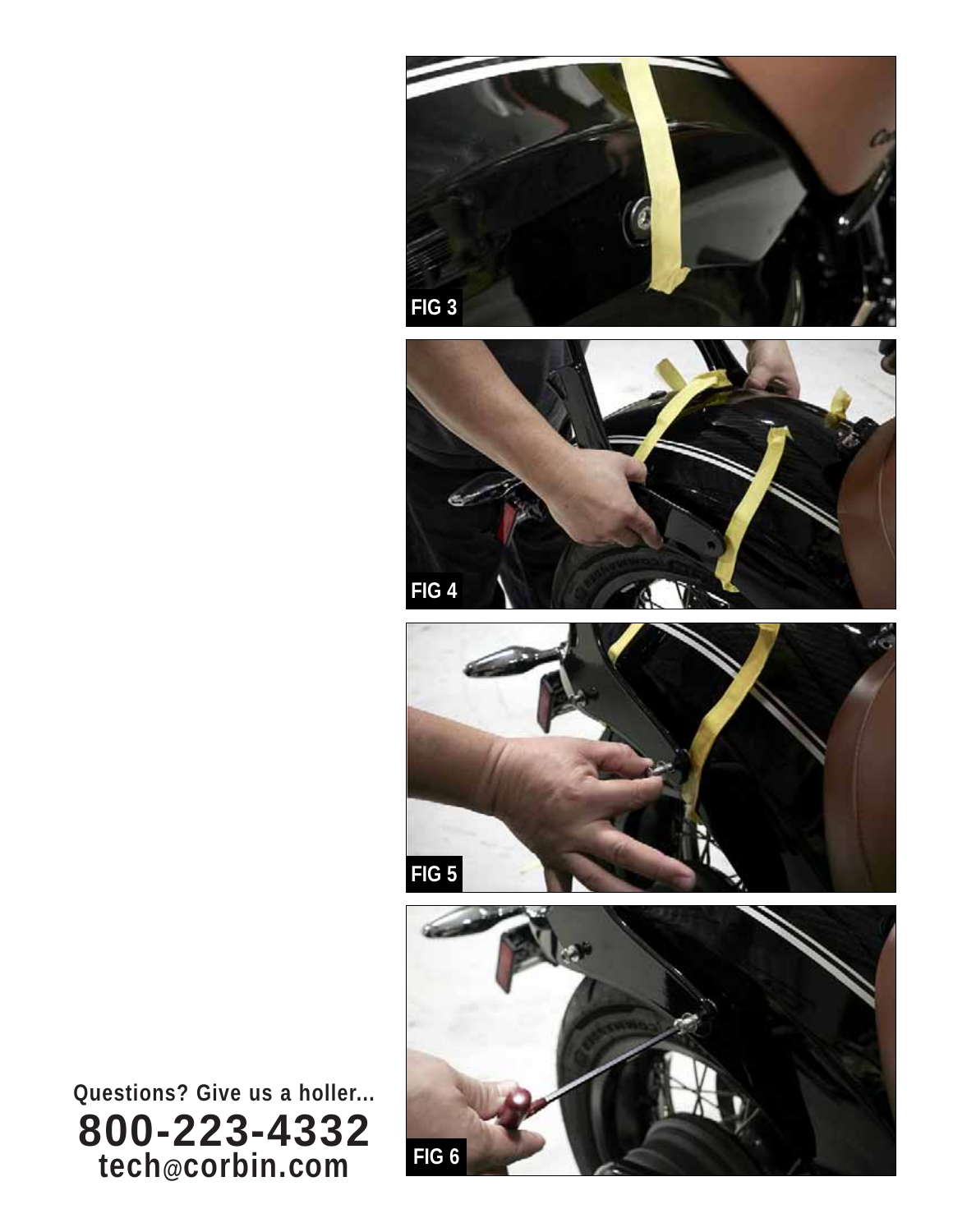FIG 3

FIG 4

FIG 5

FIG 6

**Questions? Give us a holler...**

**800-223-4332**

**tech@corbin.com**